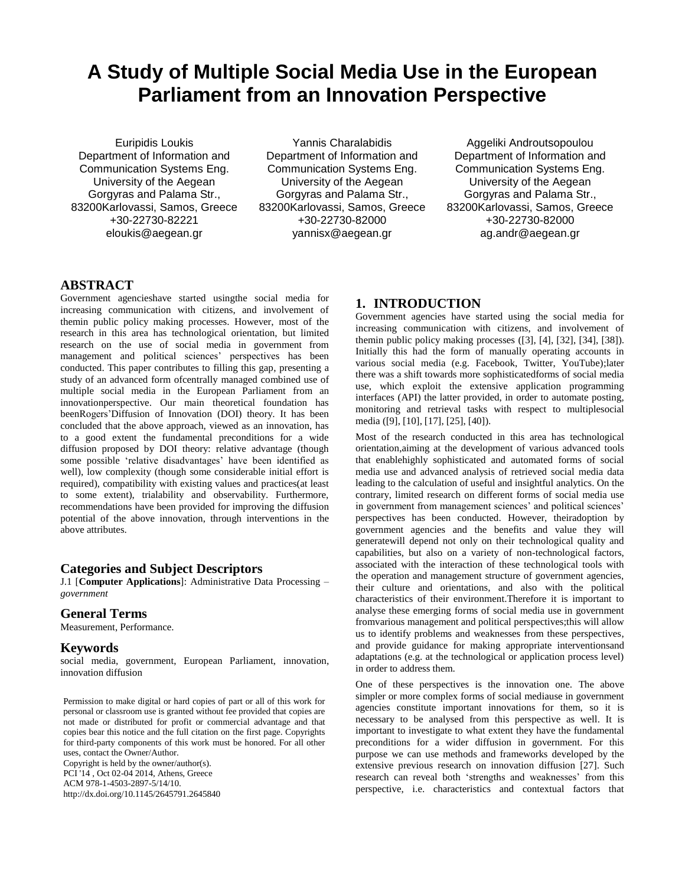# A Study of Multiple Social Media Use in the European Parliament from an Innovation Perspective

Euripidis Loukis
Department of Information and Communication Systems Eng.
University of the Aegean
Gorgyras and Palama Str., 83200Karlovassi, Samos, Greece
+30-22730-82221
eloukis@aegean.gr

Yannis Charalabidis
Department of Information and Communication Systems Eng.
University of the Aegean
Gorgyras and Palama Str., 83200Karlovassi, Samos, Greece
+30-22730-82000
yannisx@aegean.gr

Aggeliki Androutsopoulou
Department of Information and Communication Systems Eng.
University of the Aegean
Gorgyras and Palama Str., 83200Karlovassi, Samos, Greece
+30-22730-82000
ag.andr@aegean.gr

## ABSTRACT

Government agencieshave started usingthe social media for increasing communication with citizens, and involvement of themin public policy making processes. However, most of the research in this area has technological orientation, but limited research on the use of social media in government from management and political sciences' perspectives has been conducted. This paper contributes to filling this gap, presenting a study of an advanced form ofcentrally managed combined use of multiple social media in the European Parliament from an innovationperspective. Our main theoretical foundation has beenRogers'Diffusion of Innovation (DOI) theory. It has been concluded that the above approach, viewed as an innovation, has to a good extent the fundamental preconditions for a wide diffusion proposed by DOI theory: relative advantage (though some possible 'relative disadvantages' have been identified as well), low complexity (though some considerable initial effort is required), compatibility with existing values and practices(at least to some extent), trialability and observability. Furthermore, recommendations have been provided for improving the diffusion potential of the above innovation, through interventions in the above attributes.

## Categories and Subject Descriptors

J.1 [**Computer Applications**]: Administrative Data Processing – *government*

## General Terms

Measurement, Performance.

## Keywords

social media, government, European Parliament, innovation, innovation diffusion

Permission to make digital or hard copies of part or all of this work for personal or classroom use is granted without fee provided that copies are not made or distributed for profit or commercial advantage and that copies bear this notice and the full citation on the first page. Copyrights for third-party components of this work must be honored. For all other uses, contact the Owner/Author.
Copyright is held by the owner/author(s).
PCI '14 , Oct 02-04 2014, Athens, Greece
ACM 978-1-4503-2897-5/14/10.
http://dx.doi.org/10.1145/2645791.2645840

## 1. INTRODUCTION

Government agencies have started using the social media for increasing communication with citizens, and involvement of themin public policy making processes ([3], [4], [32], [34], [38]). Initially this had the form of manually operating accounts in various social media (e.g. Facebook, Twitter, YouTube);later there was a shift towards more sophisticatedforms of social media use, which exploit the extensive application programming interfaces (API) the latter provided, in order to automate posting, monitoring and retrieval tasks with respect to multiplesocial media ([9], [10], [17], [25], [40]).

Most of the research conducted in this area has technological orientation,aiming at the development of various advanced tools that enablehighly sophisticated and automated forms of social media use and advanced analysis of retrieved social media data leading to the calculation of useful and insightful analytics. On the contrary, limited research on different forms of social media use in government from management sciences' and political sciences' perspectives has been conducted. However, theiradoption by government agencies and the benefits and value they will generatewill depend not only on their technological quality and capabilities, but also on a variety of non-technological factors, associated with the interaction of these technological tools with the operation and management structure of government agencies, their culture and orientations, and also with the political characteristics of their environment.Therefore it is important to analyse these emerging forms of social media use in government fromvarious management and political perspectives;this will allow us to identify problems and weaknesses from these perspectives, and provide guidance for making appropriate interventionsand adaptations (e.g. at the technological or application process level) in order to address them.

One of these perspectives is the innovation one. The above simpler or more complex forms of social mediause in government agencies constitute important innovations for them, so it is necessary to be analysed from this perspective as well. It is important to investigate to what extent they have the fundamental preconditions for a wider diffusion in government. For this purpose we can use methods and frameworks developed by the extensive previous research on innovation diffusion [27]. Such research can reveal both 'strengths and weaknesses' from this perspective, i.e. characteristics and contextual factors that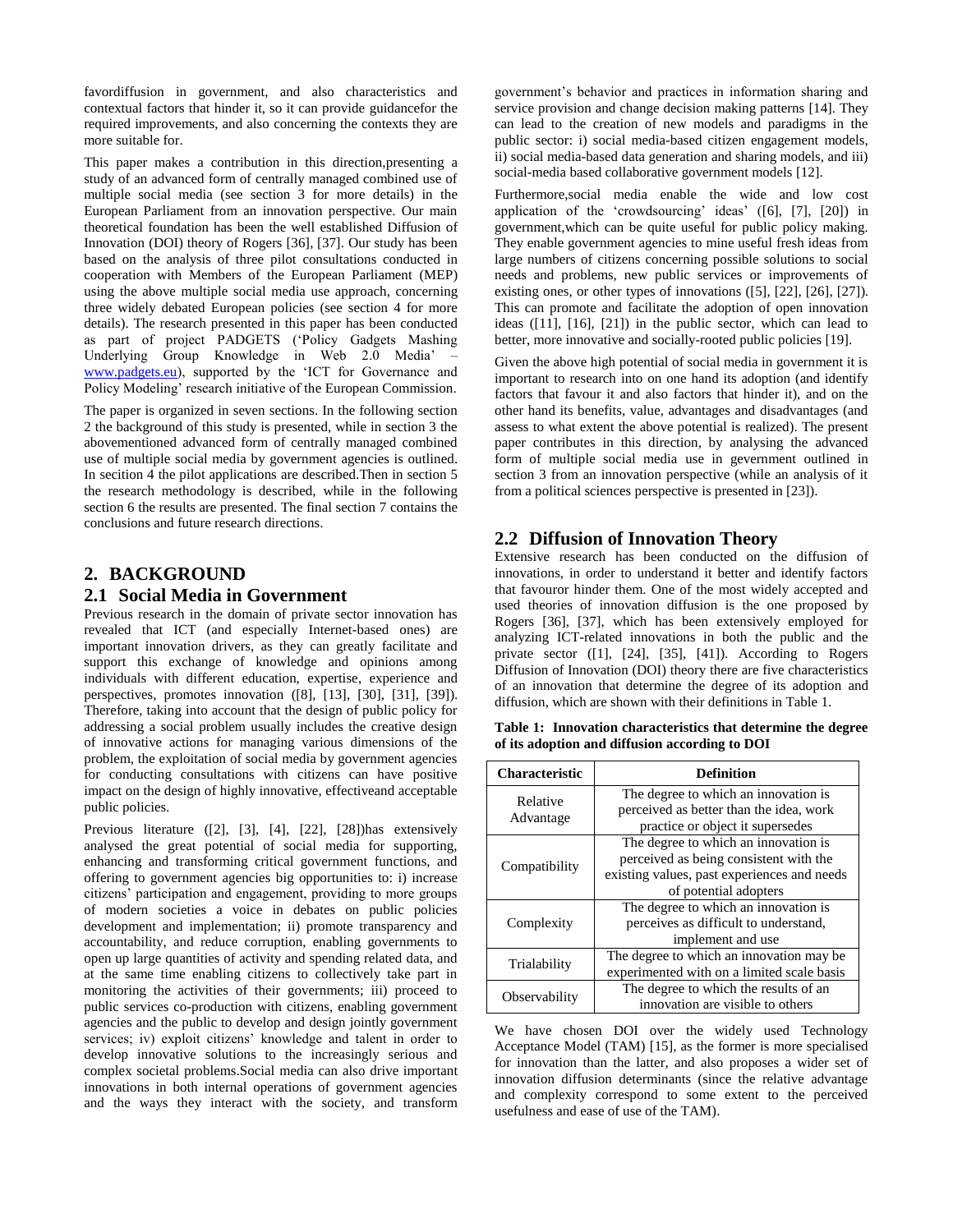favordiffusion in government, and also characteristics and contextual factors that hinder it, so it can provide guidancefor the required improvements, and also concerning the contexts they are more suitable for.

This paper makes a contribution in this direction,presenting a study of an advanced form of centrally managed combined use of multiple social media (see section 3 for more details) in the European Parliament from an innovation perspective. Our main theoretical foundation has been the well established Diffusion of Innovation (DOI) theory of Rogers [36], [37]. Our study has been based on the analysis of three pilot consultations conducted in cooperation with Members of the European Parliament (MEP) using the above multiple social media use approach, concerning three widely debated European policies (see section 4 for more details). The research presented in this paper has been conducted as part of project PADGETS ('Policy Gadgets Mashing Underlying Group Knowledge in Web 2.0 Media' – www.padgets.eu), supported by the 'ICT for Governance and Policy Modeling' research initiative of the European Commission.

The paper is organized in seven sections. In the following section 2 the background of this study is presented, while in section 3 the abovementioned advanced form of centrally managed combined use of multiple social media by government agencies is outlined. In secition 4 the pilot applications are described.Then in section 5 the research methodology is described, while in the following section 6 the results are presented. The final section 7 contains the conclusions and future research directions.

# 2. BACKGROUND

## 2.1 Social Media in Government

Previous research in the domain of private sector innovation has revealed that ICT (and especially Internet-based ones) are important innovation drivers, as they can greatly facilitate and support this exchange of knowledge and opinions among individuals with different education, expertise, experience and perspectives, promotes innovation ([8], [13], [30], [31], [39]). Therefore, taking into account that the design of public policy for addressing a social problem usually includes the creative design of innovative actions for managing various dimensions of the problem, the exploitation of social media by government agencies for conducting consultations with citizens can have positive impact on the design of highly innovative, effectiveand acceptable public policies.

Previous literature ([2], [3], [4], [22], [28])has extensively analysed the great potential of social media for supporting, enhancing and transforming critical government functions, and offering to government agencies big opportunities to: i) increase citizens' participation and engagement, providing to more groups of modern societies a voice in debates on public policies development and implementation; ii) promote transparency and accountability, and reduce corruption, enabling governments to open up large quantities of activity and spending related data, and at the same time enabling citizens to collectively take part in monitoring the activities of their governments; iii) proceed to public services co-production with citizens, enabling government agencies and the public to develop and design jointly government services; iv) exploit citizens' knowledge and talent in order to develop innovative solutions to the increasingly serious and complex societal problems.Social media can also drive important innovations in both internal operations of government agencies and the ways they interact with the society, and transform government's behavior and practices in information sharing and service provision and change decision making patterns [14]. They can lead to the creation of new models and paradigms in the public sector: i) social media-based citizen engagement models, ii) social media-based data generation and sharing models, and iii) social-media based collaborative government models [12].

Furthermore,social media enable the wide and low cost application of the 'crowdsourcing' ideas' ([6], [7], [20]) in government,which can be quite useful for public policy making. They enable government agencies to mine useful fresh ideas from large numbers of citizens concerning possible solutions to social needs and problems, new public services or improvements of existing ones, or other types of innovations ([5], [22], [26], [27]). This can promote and facilitate the adoption of open innovation ideas ([11], [16], [21]) in the public sector, which can lead to better, more innovative and socially-rooted public policies [19].

Given the above high potential of social media in government it is important to research into on one hand its adoption (and identify factors that favour it and also factors that hinder it), and on the other hand its benefits, value, advantages and disadvantages (and assess to what extent the above potential is realized). The present paper contributes in this direction, by analysing the advanced form of multiple social media use in government outlined in section 3 from an innovation perspective (while an analysis of it from a political sciences perspective is presented in [23]).

## 2.2 Diffusion of Innovation Theory

Extensive research has been conducted on the diffusion of innovations, in order to understand it better and identify factors that favouror hinder them. One of the most widely accepted and used theories of innovation diffusion is the one proposed by Rogers [36], [37], which has been extensively employed for analyzing ICT-related innovations in both the public and the private sector ([1], [24], [35], [41]). According to Rogers Diffusion of Innovation (DOI) theory there are five characteristics of an innovation that determine the degree of its adoption and diffusion, which are shown with their definitions in Table 1.

**Table 1: Innovation characteristics that determine the degree of its adoption and diffusion according to DOI**

| Characteristic | Definition |
|---|---|
| Relative Advantage | The degree to which an innovation is perceived as better than the idea, work practice or object it supersedes |
| Compatibility | The degree to which an innovation is perceived as being consistent with the existing values, past experiences and needs of potential adopters |
| Complexity | The degree to which an innovation is perceives as difficult to understand, implement and use |
| Trialability | The degree to which an innovation may be experimented with on a limited scale basis |
| Observability | The degree to which the results of an innovation are visible to others |

We have chosen DOI over the widely used Technology Acceptance Model (TAM) [15], as the former is more specialised for innovation than the latter, and also proposes a wider set of innovation diffusion determinants (since the relative advantage and complexity correspond to some extent to the perceived usefulness and ease of use of the TAM).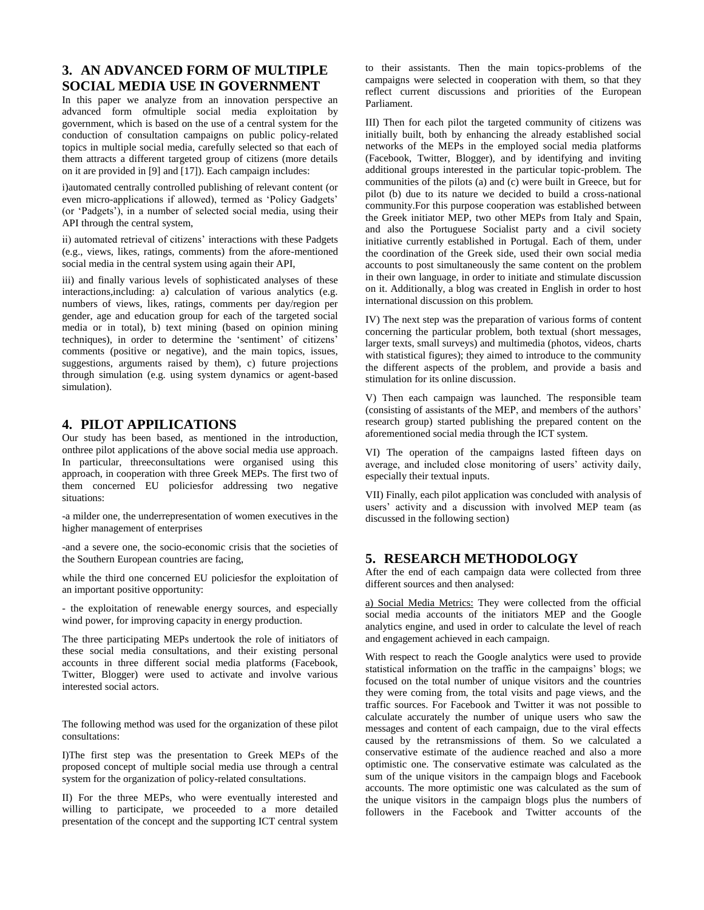## 3. AN ADVANCED FORM OF MULTIPLE SOCIAL MEDIA USE IN GOVERNMENT

In this paper we analyze from an innovation perspective an advanced form ofmultiple social media exploitation by government, which is based on the use of a central system for the conduction of consultation campaigns on public policy-related topics in multiple social media, carefully selected so that each of them attracts a different targeted group of citizens (more details on it are provided in [9] and [17]). Each campaign includes:

i)automated centrally controlled publishing of relevant content (or even micro-applications if allowed), termed as 'Policy Gadgets' (or 'Padgets'), in a number of selected social media, using their API through the central system,

ii) automated retrieval of citizens' interactions with these Padgets (e.g., views, likes, ratings, comments) from the afore-mentioned social media in the central system using again their API,

iii) and finally various levels of sophisticated analyses of these interactions,including: a) calculation of various analytics (e.g. numbers of views, likes, ratings, comments per day/region per gender, age and education group for each of the targeted social media or in total), b) text mining (based on opinion mining techniques), in order to determine the 'sentiment' of citizens' comments (positive or negative), and the main topics, issues, suggestions, arguments raised by them), c) future projections through simulation (e.g. using system dynamics or agent-based simulation).

## 4. PILOT APPILICATIONS

Our study has been based, as mentioned in the introduction, onthree pilot applications of the above social media use approach. In particular, threeconsultations were organised using this approach, in cooperation with three Greek MEPs. The first two of them concerned EU policiesfor addressing two negative situations:

-a milder one, the underrepresentation of women executives in the higher management of enterprises

-and a severe one, the socio-economic crisis that the societies of the Southern European countries are facing,

while the third one concerned EU policiesfor the exploitation of an important positive opportunity:

- the exploitation of renewable energy sources, and especially wind power, for improving capacity in energy production.

The three participating MEPs undertook the role of initiators of these social media consultations, and their existing personal accounts in three different social media platforms (Facebook, Twitter, Blogger) were used to activate and involve various interested social actors.

The following method was used for the organization of these pilot consultations:

I)The first step was the presentation to Greek MEPs of the proposed concept of multiple social media use through a central system for the organization of policy-related consultations.

II) For the three MEPs, who were eventually interested and willing to participate, we proceeded to a more detailed presentation of the concept and the supporting ICT central system to their assistants. Then the main topics-problems of the campaigns were selected in cooperation with them, so that they reflect current discussions and priorities of the European Parliament.

III) Then for each pilot the targeted community of citizens was initially built, both by enhancing the already established social networks of the MEPs in the employed social media platforms (Facebook, Twitter, Blogger), and by identifying and inviting additional groups interested in the particular topic-problem. The communities of the pilots (a) and (c) were built in Greece, but for pilot (b) due to its nature we decided to build a cross-national community.For this purpose cooperation was established between the Greek initiator MEP, two other MEPs from Italy and Spain, and also the Portuguese Socialist party and a civil society initiative currently established in Portugal. Each of them, under the coordination of the Greek side, used their own social media accounts to post simultaneously the same content on the problem in their own language, in order to initiate and stimulate discussion on it. Additionally, a blog was created in English in order to host international discussion on this problem.

IV) The next step was the preparation of various forms of content concerning the particular problem, both textual (short messages, larger texts, small surveys) and multimedia (photos, videos, charts with statistical figures); they aimed to introduce to the community the different aspects of the problem, and provide a basis and stimulation for its online discussion.

V) Then each campaign was launched. The responsible team (consisting of assistants of the MEP, and members of the authors' research group) started publishing the prepared content on the aforementioned social media through the ICT system.

VI) The operation of the campaigns lasted fifteen days on average, and included close monitoring of users' activity daily, especially their textual inputs.

VII) Finally, each pilot application was concluded with analysis of users' activity and a discussion with involved MEP team (as discussed in the following section)

## 5. RESEARCH METHODOLOGY

After the end of each campaign data were collected from three different sources and then analysed:

a) Social Media Metrics: They were collected from the official social media accounts of the initiators MEP and the Google analytics engine, and used in order to calculate the level of reach and engagement achieved in each campaign.

With respect to reach the Google analytics were used to provide statistical information on the traffic in the campaigns' blogs; we focused on the total number of unique visitors and the countries they were coming from, the total visits and page views, and the traffic sources. For Facebook and Twitter it was not possible to calculate accurately the number of unique users who saw the messages and content of each campaign, due to the viral effects caused by the retransmissions of them. So we calculated a conservative estimate of the audience reached and also a more optimistic one. The conservative estimate was calculated as the sum of the unique visitors in the campaign blogs and Facebook accounts. The more optimistic one was calculated as the sum of the unique visitors in the campaign blogs plus the numbers of followers in the Facebook and Twitter accounts of the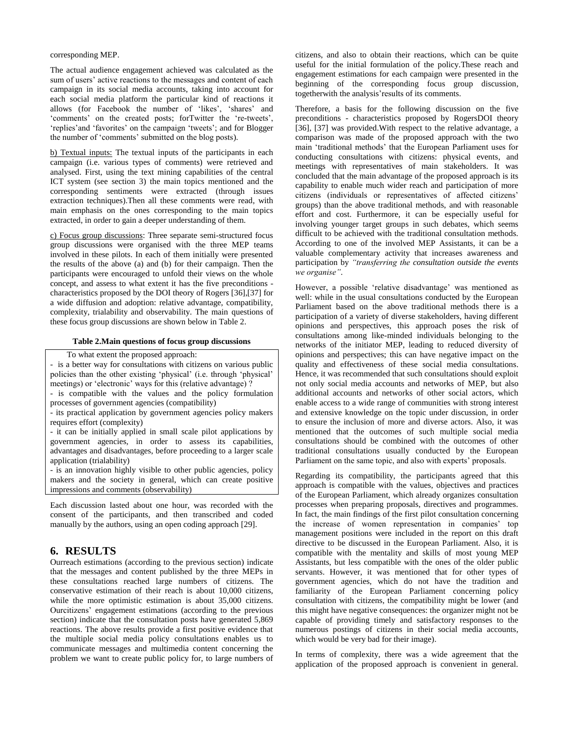corresponding MEP.

The actual audience engagement achieved was calculated as the sum of users' active reactions to the messages and content of each campaign in its social media accounts, taking into account for each social media platform the particular kind of reactions it allows (for Facebook the number of 'likes', 'shares' and 'comments' on the created posts; forTwitter the 're-tweets', 'replies'and 'favorites' on the campaign 'tweets'; and for Blogger the number of 'comments' submitted on the blog posts).

b) Textual inputs: The textual inputs of the participants in each campaign (i.e. various types of comments) were retrieved and analysed. First, using the text mining capabilities of the central ICT system (see section 3) the main topics mentioned and the corresponding sentiments were extracted (through issues extraction techniques).Then all these comments were read, with main emphasis on the ones corresponding to the main topics extracted, in order to gain a deeper understanding of them.

c) Focus group discussions: Three separate semi-structured focus group discussions were organised with the three MEP teams involved in these pilots. In each of them initially were presented the results of the above (a) and (b) for their campaign. Then the participants were encouraged to unfold their views on the whole concept, and assess to what extent it has the five preconditions - characteristics proposed by the DOI theory of Rogers [36],[37] for a wide diffusion and adoption: relative advantage, compatibility, complexity, trialability and observability. The main questions of these focus group discussions are shown below in Table 2.

**Table 2.Main questions of focus group discussions**

| To what extent the proposed approach: |
|---|
| - is a better way for consultations with citizens on various public policies than the other existing 'physical' (i.e. through 'physical' meetings) or 'electronic' ways for this (relative advantage) ? |
| - is compatible with the values and the policy formulation processes of government agencies (compatibility) |
| - its practical application by government agencies policy makers requires effort (complexity) |
| - it can be initially applied in small scale pilot applications by government agencies, in order to assess its capabilities, advantages and disadvantages, before proceeding to a larger scale application (trialability) |
| - is an innovation highly visible to other public agencies, policy makers and the society in general, which can create positive impressions and comments (observability) |

Each discussion lasted about one hour, was recorded with the consent of the participants, and then transcribed and coded manually by the authors, using an open coding approach [29].

## 6. RESULTS

Ourreach estimations (according to the previous section) indicate that the messages and content published by the three MEPs in these consultations reached large numbers of citizens. The conservative estimation of their reach is about 10,000 citizens, while the more optimistic estimation is about 35,000 citizens. Ourcitizens' engagement estimations (according to the previous section) indicate that the consultation posts have generated 5,869 reactions. The above results provide a first positive evidence that the multiple social media policy consultations enables us to communicate messages and multimedia content concerning the problem we want to create public policy for, to large numbers of citizens, and also to obtain their reactions, which can be quite useful for the initial formulation of the policy.These reach and engagement estimations for each campaign were presented in the beginning of the corresponding focus group discussion, togetherwith the analysis'results of its comments.

Therefore, a basis for the following discussion on the five preconditions - characteristics proposed by RogersDOI theory [36], [37] was provided.With respect to the relative advantage, a comparison was made of the proposed approach with the two main 'traditional methods' that the European Parliament uses for conducting consultations with citizens: physical events, and meetings with representatives of main stakeholders. It was concluded that the main advantage of the proposed approach is its capability to enable much wider reach and participation of more citizens (individuals or representatives of affected citizens' groups) than the above traditional methods, and with reasonable effort and cost. Furthermore, it can be especially useful for involving younger target groups in such debates, which seems difficult to be achieved with the traditional consultation methods. According to one of the involved MEP Assistants, it can be a valuable complementary activity that increases awareness and participation by *"transferring the consultation outside the events we organise"*.

However, a possible 'relative disadvantage' was mentioned as well: while in the usual consultations conducted by the European Parliament based on the above traditional methods there is a participation of a variety of diverse stakeholders, having different opinions and perspectives, this approach poses the risk of consultations among like-minded individuals belonging to the networks of the initiator MEP, leading to reduced diversity of opinions and perspectives; this can have negative impact on the quality and effectiveness of these social media consultations. Hence, it was recommended that such consultations should exploit not only social media accounts and networks of MEP, but also additional accounts and networks of other social actors, which enable access to a wide range of communities with strong interest and extensive knowledge on the topic under discussion, in order to ensure the inclusion of more and diverse actors. Also, it was mentioned that the outcomes of such multiple social media consultations should be combined with the outcomes of other traditional consultations usually conducted by the European Parliament on the same topic, and also with experts' proposals.

Regarding its compatibility, the participants agreed that this approach is compatible with the values, objectives and practices of the European Parliament, which already organizes consultation processes when preparing proposals, directives and programmes. In fact, the main findings of the first pilot consultation concerning the increase of women representation in companies' top management positions were included in the report on this draft directive to be discussed in the European Parliament. Also, it is compatible with the mentality and skills of most young MEP Assistants, but less compatible with the ones of the older public servants. However, it was mentioned that for other types of government agencies, which do not have the tradition and familiarity of the European Parliament concerning policy consultation with citizens, the compatibility might be lower (and this might have negative consequences: the organizer might not be capable of providing timely and satisfactory responses to the numerous postings of citizens in their social media accounts, which would be very bad for their image).

In terms of complexity, there was a wide agreement that the application of the proposed approach is convenient in general.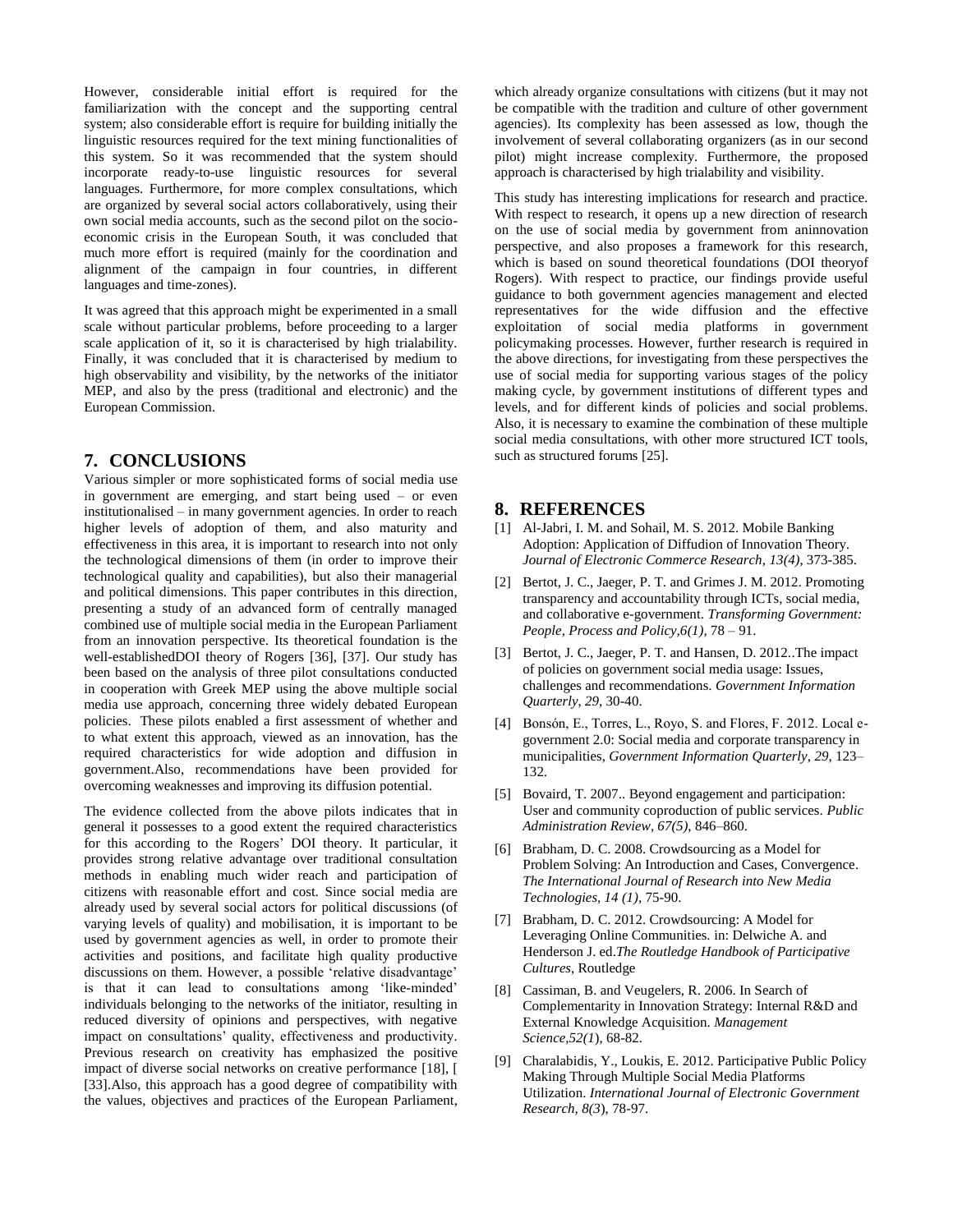However, considerable initial effort is required for the familiarization with the concept and the supporting central system; also considerable effort is require for building initially the linguistic resources required for the text mining functionalities of this system. So it was recommended that the system should incorporate ready-to-use linguistic resources for several languages. Furthermore, for more complex consultations, which are organized by several social actors collaboratively, using their own social media accounts, such as the second pilot on the socio-economic crisis in the European South, it was concluded that much more effort is required (mainly for the coordination and alignment of the campaign in four countries, in different languages and time-zones).

It was agreed that this approach might be experimented in a small scale without particular problems, before proceeding to a larger scale application of it, so it is characterised by high trialability. Finally, it was concluded that it is characterised by medium to high observability and visibility, by the networks of the initiator MEP, and also by the press (traditional and electronic) and the European Commission.

## 7. CONCLUSIONS

Various simpler or more sophisticated forms of social media use in government are emerging, and start being used – or even institutionalised – in many government agencies. In order to reach higher levels of adoption of them, and also maturity and effectiveness in this area, it is important to research into not only the technological dimensions of them (in order to improve their technological quality and capabilities), but also their managerial and political dimensions. This paper contributes in this direction, presenting a study of an advanced form of centrally managed combined use of multiple social media in the European Parliament from an innovation perspective. Its theoretical foundation is the well-establishedDOI theory of Rogers [36], [37]. Our study has been based on the analysis of three pilot consultations conducted in cooperation with Greek MEP using the above multiple social media use approach, concerning three widely debated European policies. These pilots enabled a first assessment of whether and to what extent this approach, viewed as an innovation, has the required characteristics for wide adoption and diffusion in government.Also, recommendations have been provided for overcoming weaknesses and improving its diffusion potential.

The evidence collected from the above pilots indicates that in general it possesses to a good extent the required characteristics for this according to the Rogers' DOI theory. It particular, it provides strong relative advantage over traditional consultation methods in enabling much wider reach and participation of citizens with reasonable effort and cost. Since social media are already used by several social actors for political discussions (of varying levels of quality) and mobilisation, it is important to be used by government agencies as well, in order to promote their activities and positions, and facilitate high quality productive discussions on them. However, a possible 'relative disadvantage' is that it can lead to consultations among 'like-minded' individuals belonging to the networks of the initiator, resulting in reduced diversity of opinions and perspectives, with negative impact on consultations' quality, effectiveness and productivity. Previous research on creativity has emphasized the positive impact of diverse social networks on creative performance [18], [ [33].Also, this approach has a good degree of compatibility with the values, objectives and practices of the European Parliament, which already organize consultations with citizens (but it may not be compatible with the tradition and culture of other government agencies). Its complexity has been assessed as low, though the involvement of several collaborating organizers (as in our second pilot) might increase complexity. Furthermore, the proposed approach is characterised by high trialability and visibility.

This study has interesting implications for research and practice. With respect to research, it opens up a new direction of research on the use of social media by government from aninnovation perspective, and also proposes a framework for this research, which is based on sound theoretical foundations (DOI theoryof Rogers). With respect to practice, our findings provide useful guidance to both government agencies management and elected representatives for the wide diffusion and the effective exploitation of social media platforms in government policymaking processes. However, further research is required in the above directions, for investigating from these perspectives the use of social media for supporting various stages of the policy making cycle, by government institutions of different types and levels, and for different kinds of policies and social problems. Also, it is necessary to examine the combination of these multiple social media consultations, with other more structured ICT tools, such as structured forums [25].

## 8. REFERENCES

[1] Al-Jabri, I. M. and Sohail, M. S. 2012. Mobile Banking Adoption: Application of Diffudion of Innovation Theory. *Journal of Electronic Commerce Research*, *13(4)*, 373-385.

[2] Bertot, J. C., Jaeger, P. T. and Grimes J. M. 2012. Promoting transparency and accountability through ICTs, social media, and collaborative e-government. *Transforming Government: People, Process and Policy,6(1)*, 78 – 91.

[3] Bertot, J. C., Jaeger, P. T. and Hansen, D. 2012..The impact of policies on government social media usage: Issues, challenges and recommendations. *Government Information Quarterly*, *29*, 30-40.

[4] Bonsón, E., Torres, L., Royo, S. and Flores, F. 2012. Local e-government 2.0: Social media and corporate transparency in municipalities, *Government Information Quarterly*, *29*, 123–132.

[5] Bovaird, T. 2007.. Beyond engagement and participation: User and community coproduction of public services. *Public Administration Review*, *67(5)*, 846–860.

[6] Brabham, D. C. 2008. Crowdsourcing as a Model for Problem Solving: An Introduction and Cases, Convergence. *The International Journal of Research into New Media Technologies*, *14 (1)*, 75-90.

[7] Brabham, D. C. 2012. Crowdsourcing: A Model for Leveraging Online Communities. in: Delwiche A. and Henderson J. ed.*The Routledge Handbook of Participative Cultures*, Routledge

[8] Cassiman, B. and Veugelers, R. 2006. In Search of Complementarity in Innovation Strategy: Internal R&D and External Knowledge Acquisition. *Management Science,52(1*), 68-82.

[9] Charalabidis, Y., Loukis, E. 2012. Participative Public Policy Making Through Multiple Social Media Platforms Utilization. *International Journal of Electronic Government Research, 8(3*), 78-97.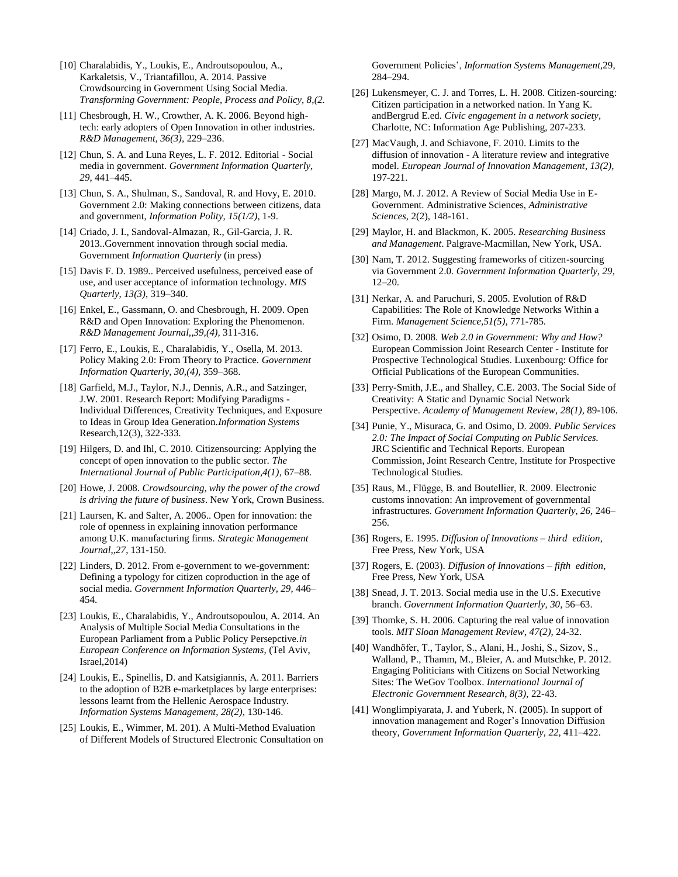[10] Charalabidis, Y., Loukis, E., Androutsopoulou, A., Karkaletsis, V., Triantafillou, A. 2014. Passive Crowdsourcing in Government Using Social Media. *Transforming Government: People, Process and Policy, 8,(2.*

[11] Chesbrough, H. W., Crowther, A. K. 2006. Beyond high-tech: early adopters of Open Innovation in other industries. *R&D Management, 36(3),* 229–236.

[12] Chun, S. A. and Luna Reyes, L. F. 2012. Editorial - Social media in government. *Government Information Quarterly, 29,* 441–445.

[13] Chun, S. A., Shulman, S., Sandoval, R. and Hovy, E. 2010. Government 2.0: Making connections between citizens, data and government, *Information Polity, 15(1/2),* 1-9.

[14] Criado, J. I., Sandoval-Almazan, R., Gil-Garcia, J. R. 2013..Government innovation through social media. Government *Information Quarterly* (in press)

[15] Davis F. D. 1989.. Perceived usefulness, perceived ease of use, and user acceptance of information technology. *MIS Quarterly, 13(3)*, 319–340.

[16] Enkel, E., Gassmann, O. and Chesbrough, H. 2009. Open R&D and Open Innovation: Exploring the Phenomenon. *R&D Management Journal,,39,(4),* 311-316.

[17] Ferro, E., Loukis, E., Charalabidis, Y., Osella, M. 2013. Policy Making 2.0: From Theory to Practice. *Government Information Quarterly, 30,(4),* 359–368.

[18] Garfield, M.J., Taylor, N.J., Dennis, A.R., and Satzinger, J.W. 2001. Research Report: Modifying Paradigms - Individual Differences, Creativity Techniques, and Exposure to Ideas in Group Idea Generation.*Information Systems* Research,12(3), 322-333.

[19] Hilgers, D. and Ihl, C. 2010. Citizensourcing: Applying the concept of open innovation to the public sector. *The International Journal of Public Participation,4(1),* 67–88.

[20] Howe, J. 2008. *Crowdsourcing, why the power of the crowd is driving the future of business*. New York, Crown Business.

[21] Laursen, K. and Salter, A. 2006.. Open for innovation: the role of openness in explaining innovation performance among U.K. manufacturing firms. *Strategic Management Journal,,27*, 131-150.

[22] Linders, D. 2012. From e-government to we-government: Defining a typology for citizen coproduction in the age of social media. *Government Information Quarterly, 29,* 446–454.

[23] Loukis, E., Charalabidis, Y., Androutsopoulou, A. 2014. An Analysis of Multiple Social Media Consultations in the European Parliament from a Public Policy Persepctive.*in European Conference on Information Systems,* (Tel Aviv, Israel,2014)

[24] Loukis, E., Spinellis, D. and Katsigiannis, A. 2011. Barriers to the adoption of B2B e-marketplaces by large enterprises: lessons learnt from the Hellenic Aerospace Industry. *Information Systems Management*, *28(2),* 130-146.

[25] Loukis, E., Wimmer, M. 201). A Multi-Method Evaluation of Different Models of Structured Electronic Consultation on Government Policies', *Information Systems Management,*29, 284–294.

[26] Lukensmeyer, C. J. and Torres, L. H. 2008. Citizen-sourcing: Citizen participation in a networked nation. In Yang K. andBergrud E.ed. *Civic engagement in a network society*, Charlotte, NC: Information Age Publishing, 207-233.

[27] MacVaugh, J. and Schiavone, F. 2010. Limits to the diffusion of innovation - A literature review and integrative model. *European Journal of Innovation Management*, *13(2),* 197-221.

[28] Margo, M. J. 2012. A Review of Social Media Use in E-Government. Administrative Sciences, *Administrative Sciences,* 2(2), 148-161.

[29] Maylor, H. and Blackmon, K. 2005. *Researching Business and Management*. Palgrave-Macmillan, New York, USA.

[30] Nam, T. 2012. Suggesting frameworks of citizen-sourcing via Government 2.0. *Government Information Quarterly, 29,* 12–20.

[31] Nerkar, A. and Paruchuri, S. 2005. Evolution of R&D Capabilities: The Role of Knowledge Networks Within a Firm. *Management Science,51(5)*, 771-785.

[32] Osimo, D. 2008. *Web 2.0 in Government: Why and How?* European Commission Joint Research Center - Institute for Prospective Technological Studies. Luxenbourg: Office for Official Publications of the European Communities.

[33] Perry-Smith, J.E., and Shalley, C.E. 2003. The Social Side of Creativity: A Static and Dynamic Social Network Perspective. *Academy of Management Review, 28(1),* 89-106.

[34] Punie, Y., Misuraca, G. and Osimo, D. 2009. *Public Services 2.0: The Impact of Social Computing on Public Services.* JRC Scientific and Technical Reports. European Commission, Joint Research Centre, Institute for Prospective Technological Studies.

[35] Raus, M., Flügge, B. and Boutellier, R. 2009. Electronic customs innovation: An improvement of governmental infrastructures. *Government Information Quarterly, 26,* 246–256.

[36] Rogers, E. 1995. *Diffusion of Innovations – third edition*, Free Press, New York, USA

[37] Rogers, E. (2003). *Diffusion of Innovations – fifth edition*, Free Press, New York, USA

[38] Snead, J. T. 2013. Social media use in the U.S. Executive branch. *Government Information Quarterly, 30*, 56–63.

[39] Thomke, S. H. 2006. Capturing the real value of innovation tools. *MIT Sloan Management Review*, *47(2),* 24-32.

[40] Wandhöfer, T., Taylor, S., Alani, H., Joshi, S., Sizov, S., Walland, P., Thamm, M., Bleier, A. and Mutschke, P. 2012. Engaging Politicians with Citizens on Social Networking Sites: The WeGov Toolbox. *International Journal of Electronic Government Research, 8(3)*, 22-43.

[41] Wonglimpiyarata, J. and Yuberk, N. (2005). In support of innovation management and Roger's Innovation Diffusion theory, *Government Information Quarterly, 22*, 411–422.